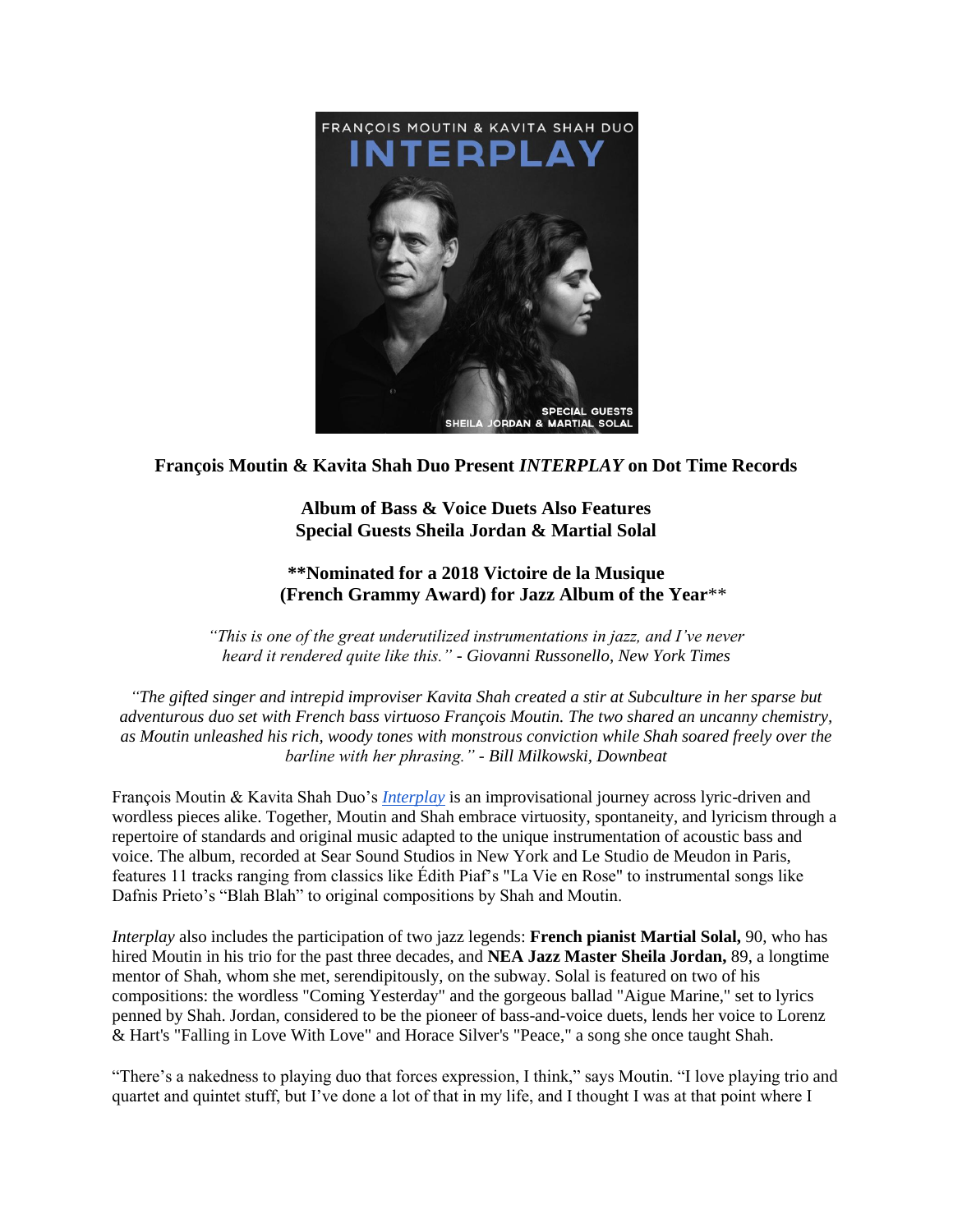**François Moutin & Kavita Shah Duo Present *INTERPLAY* on Dot Time Records**

**Album of Bass & Voice Duets Also Features**
**Special Guests Sheila Jordan & Martial Solal**

****Nominated for a 2018 Victoire de la Musique**
**(French Grammy Award) for Jazz Album of the Year****

*"This is one of the great underutilized instrumentations in jazz, and I've never heard it rendered quite like this." - Giovanni Russonello, New York Times*

*"The gifted singer and intrepid improviser Kavita Shah created a stir at Subculture in her sparse but adventurous duo set with French bass virtuoso François Moutin. The two shared an uncanny chemistry, as Moutin unleashed his rich, woody tones with monstrous conviction while Shah soared freely over the barline with her phrasing." - Bill Milkowski, Downbeat*

François Moutin & Kavita Shah Duo's *Interplay* is an improvisational journey across lyric-driven and wordless pieces alike. Together, Moutin and Shah embrace virtuosity, spontaneity, and lyricism through a repertoire of standards and original music adapted to the unique instrumentation of acoustic bass and voice. The album, recorded at Sear Sound Studios in New York and Le Studio de Meudon in Paris, features 11 tracks ranging from classics like Édith Piaf's "La Vie en Rose" to instrumental songs like Dafnis Prieto's "Blah Blah" to original compositions by Shah and Moutin.

*Interplay* also includes the participation of two jazz legends: **French pianist Martial Solal,** 90, who has hired Moutin in his trio for the past three decades, and **NEA Jazz Master Sheila Jordan,** 89, a longtime mentor of Shah, whom she met, serendipitously, on the subway. Solal is featured on two of his compositions: the wordless "Coming Yesterday" and the gorgeous ballad "Aigue Marine," set to lyrics penned by Shah. Jordan, considered to be the pioneer of bass-and-voice duets, lends her voice to Lorenz & Hart's "Falling in Love With Love" and Horace Silver's "Peace," a song she once taught Shah.

"There's a nakedness to playing duo that forces expression, I think," says Moutin. "I love playing trio and quartet and quintet stuff, but I've done a lot of that in my life, and I thought I was at that point where I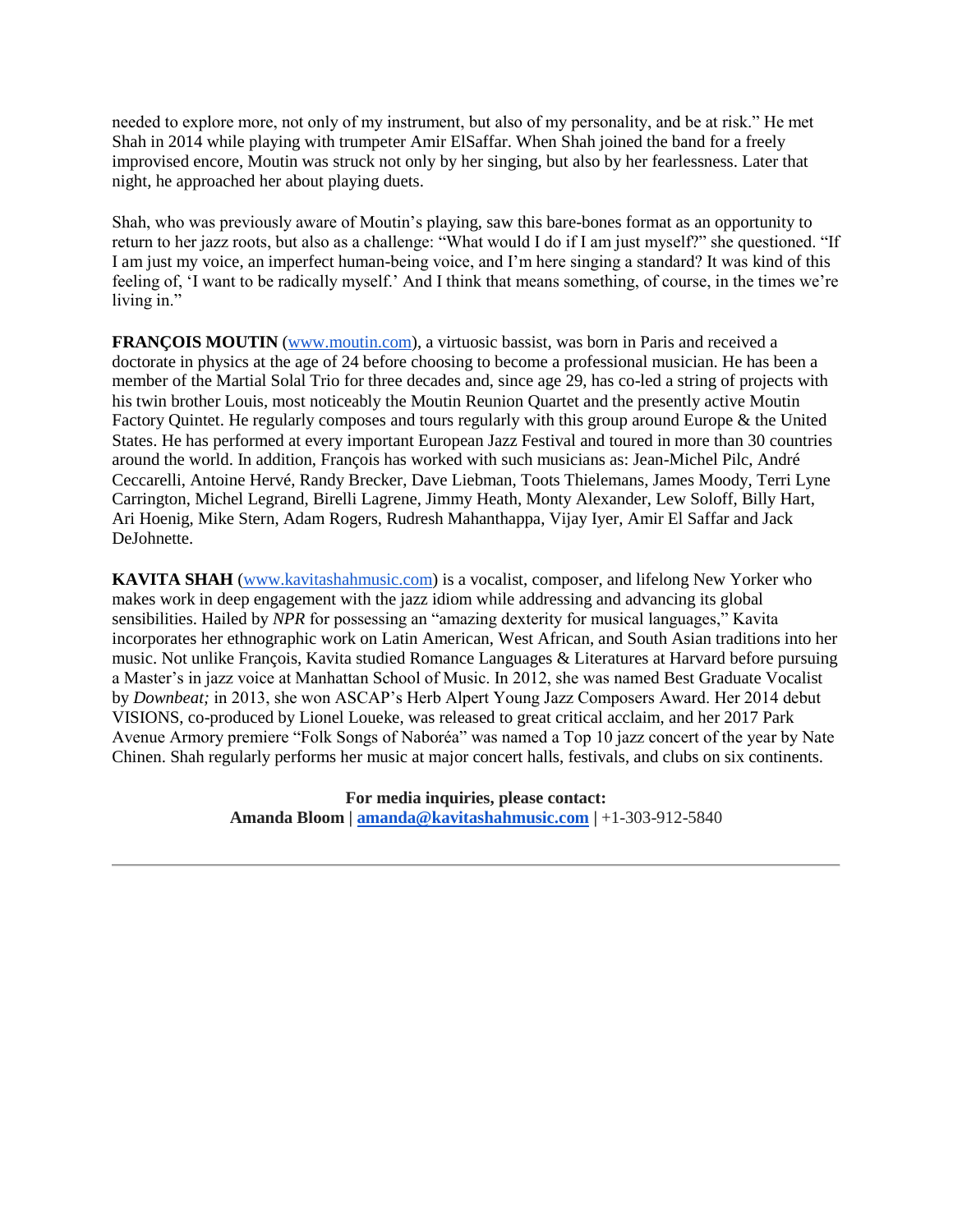needed to explore more, not only of my instrument, but also of my personality, and be at risk." He met Shah in 2014 while playing with trumpeter Amir ElSaffar. When Shah joined the band for a freely improvised encore, Moutin was struck not only by her singing, but also by her fearlessness. Later that night, he approached her about playing duets.

Shah, who was previously aware of Moutin's playing, saw this bare-bones format as an opportunity to return to her jazz roots, but also as a challenge: "What would I do if I am just myself?" she questioned. "If I am just my voice, an imperfect human-being voice, and I'm here singing a standard? It was kind of this feeling of, 'I want to be radically myself.' And I think that means something, of course, in the times we're living in."

**FRANÇOIS MOUTIN** ([www.moutin.com](http://www.moutin.com)), a virtuosic bassist, was born in Paris and received a doctorate in physics at the age of 24 before choosing to become a professional musician. He has been a member of the Martial Solal Trio for three decades and, since age 29, has co-led a string of projects with his twin brother Louis, most noticeably the Moutin Reunion Quartet and the presently active Moutin Factory Quintet. He regularly composes and tours regularly with this group around Europe & the United States. He has performed at every important European Jazz Festival and toured in more than 30 countries around the world. In addition, François has worked with such musicians as: Jean-Michel Pilc, André Ceccarelli, Antoine Hervé, Randy Brecker, Dave Liebman, Toots Thielemans, James Moody, Terri Lyne Carrington, Michel Legrand, Birelli Lagrene, Jimmy Heath, Monty Alexander, Lew Soloff, Billy Hart, Ari Hoenig, Mike Stern, Adam Rogers, Rudresh Mahanthappa, Vijay Iyer, Amir El Saffar and Jack DeJohnette.

**KAVITA SHAH** ([www.kavitashahmusic.com](http://www.kavitashahmusic.com)) is a vocalist, composer, and lifelong New Yorker who makes work in deep engagement with the jazz idiom while addressing and advancing its global sensibilities. Hailed by *NPR* for possessing an "amazing dexterity for musical languages," Kavita incorporates her ethnographic work on Latin American, West African, and South Asian traditions into her music. Not unlike François, Kavita studied Romance Languages & Literatures at Harvard before pursuing a Master's in jazz voice at Manhattan School of Music. In 2012, she was named Best Graduate Vocalist by *Downbeat;* in 2013, she won ASCAP's Herb Alpert Young Jazz Composers Award. Her 2014 debut VISIONS, co-produced by Lionel Loueke, was released to great critical acclaim, and her 2017 Park Avenue Armory premiere "Folk Songs of Naboréa" was named a Top 10 jazz concert of the year by Nate Chinen. Shah regularly performs her music at major concert halls, festivals, and clubs on six continents.

**For media inquiries, please contact:**
**Amanda Bloom | [amanda@kavitashahmusic.com](mailto:amanda@kavitashahmusic.com) |** +1-303-912-5840

---